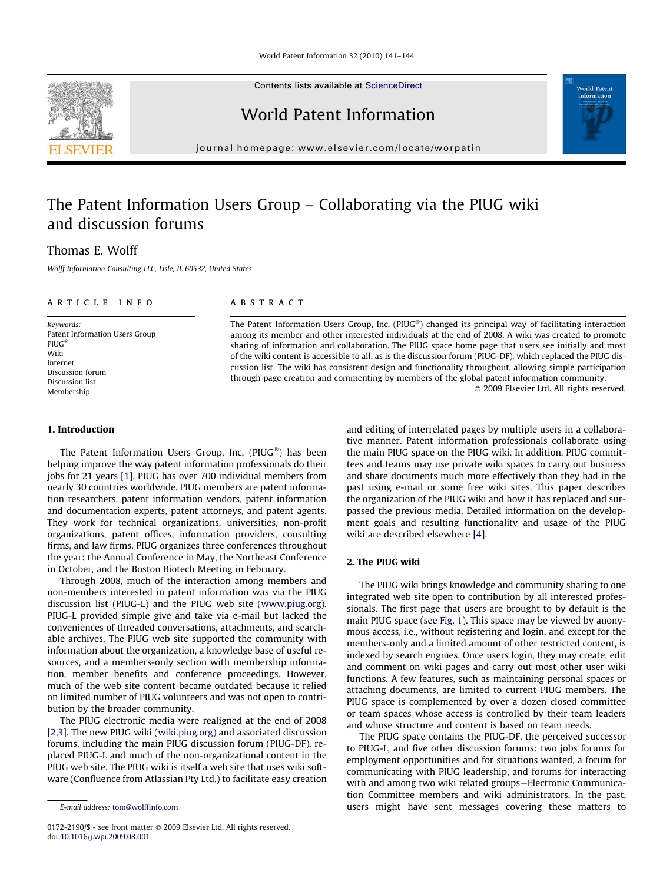# The Patent Information Users Group – Collaborating via the PIUG wiki and discussion forums

Thomas E. Wolff

*Wolff Information Consulting LLC, Lisle, IL 60532, United States*

**ARTICLE INFO**

*Keywords:*
Patent Information Users Group
PIUG®
Wiki
Internet
Discussion forum
Discussion list
Membership

**ABSTRACT**

The Patent Information Users Group, Inc. (PIUG®) changed its principal way of facilitating interaction among its member and other interested individuals at the end of 2008. A wiki was created to promote sharing of information and collaboration. The PIUG space home page that users see initially and most of the wiki content is accessible to all, as is the discussion forum (PIUG-DF), which replaced the PIUG discussion list. The wiki has consistent design and functionality throughout, allowing simple participation through page creation and commenting by members of the global patent information community.

© 2009 Elsevier Ltd. All rights reserved.

## 1. Introduction

The Patent Information Users Group, Inc. (PIUG®) has been helping improve the way patent information professionals do their jobs for 21 years [1]. PIUG has over 700 individual members from nearly 30 countries worldwide. PIUG members are patent information researchers, patent information vendors, patent information and documentation experts, patent attorneys, and patent agents. They work for technical organizations, universities, non-profit organizations, patent offices, information providers, consulting firms, and law firms. PIUG organizes three conferences throughout the year: the Annual Conference in May, the Northeast Conference in October, and the Boston Biotech Meeting in February.

Through 2008, much of the interaction among members and non-members interested in patent information was via the PIUG discussion list (PIUG-L) and the PIUG web site (www.piug.org). PIUG-L provided simple give and take via e-mail but lacked the conveniences of threaded conversations, attachments, and searchable archives. The PIUG web site supported the community with information about the organization, a knowledge base of useful resources, and a members-only section with membership information, member benefits and conference proceedings. However, much of the web site content became outdated because it relied on limited number of PIUG volunteers and was not open to contribution by the broader community.

The PIUG electronic media were realigned at the end of 2008 [2,3]. The new PIUG wiki (wiki.piug.org) and associated discussion forums, including the main PIUG discussion forum (PIUG-DF), replaced PIUG-L and much of the non-organizational content in the PIUG web site. The PIUG wiki is itself a web site that uses wiki software (Confluence from Atlassian Pty Ltd.) to facilitate easy creation and editing of interrelated pages by multiple users in a collaborative manner. Patent information professionals collaborate using the main PIUG space on the PIUG wiki. In addition, PIUG committees and teams may use private wiki spaces to carry out business and share documents much more effectively than they had in the past using e-mail or some free wiki sites. This paper describes the organization of the PIUG wiki and how it has replaced and surpassed the previous media. Detailed information on the development goals and resulting functionality and usage of the PIUG wiki are described elsewhere [4].

## 2. The PIUG wiki

The PIUG wiki brings knowledge and community sharing to one integrated web site open to contribution by all interested professionals. The first page that users are brought to by default is the main PIUG space (see Fig. 1). This space may be viewed by anonymous access, i.e., without registering and login, and except for the members-only and a limited amount of other restricted content, is indexed by search engines. Once users login, they may create, edit and comment on wiki pages and carry out most other user wiki functions. A few features, such as maintaining personal spaces or attaching documents, are limited to current PIUG members. The PIUG space is complemented by over a dozen closed committee or team spaces whose access is controlled by their team leaders and whose structure and content is based on team needs.

The PIUG space contains the PIUG-DF, the perceived successor to PIUG-L, and five other discussion forums: two jobs forums for employment opportunities and for situations wanted, a forum for communicating with PIUG leadership, and forums for interacting with and among two wiki related groups—Electronic Communication Committee members and wiki administrators. In the past, users might have sent messages covering these matters to

*E-mail address:* tom@wolffinfo.com

0172-2190/$ - see front matter © 2009 Elsevier Ltd. All rights reserved.
doi:10.1016/j.wpi.2009.08.001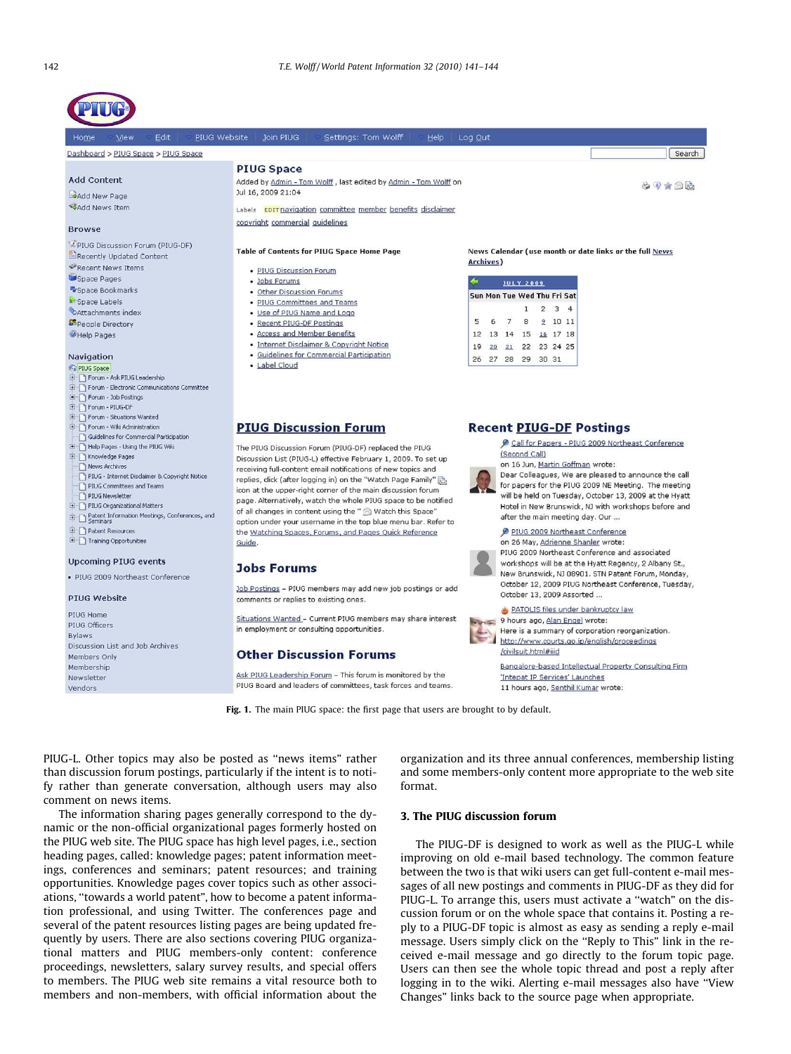Fig. 1. The main PIUG space: the first page that users are brought to by default.

PIUG-L. Other topics may also be posted as "news items" rather than discussion forum postings, particularly if the intent is to notify rather than generate conversation, although users may also comment on news items.

The information sharing pages generally correspond to the dynamic or the non-official organizational pages formerly hosted on the PIUG web site. The PIUG space has high level pages, i.e., section heading pages, called: knowledge pages; patent information meetings, conferences and seminars; patent resources; and training opportunities. Knowledge pages cover topics such as other associations, "towards a world patent", how to become a patent information professional, and using Twitter. The conferences page and several of the patent resources listing pages are being updated frequently by users. There are also sections covering PIUG organizational matters and PIUG members-only content: conference proceedings, newsletters, salary survey results, and special offers to members. The PIUG web site remains a vital resource both to members and non-members, with official information about the organization and its three annual conferences, membership listing and some members-only content more appropriate to the web site format.

## 3. The PIUG discussion forum

The PIUG-DF is designed to work as well as the PIUG-L while improving on old e-mail based technology. The common feature between the two is that wiki users can get full-content e-mail messages of all new postings and comments in PIUG-DF as they did for PIUG-L. To arrange this, users must activate a "watch" on the discussion forum or on the whole space that contains it. Posting a reply to a PIUG-DF topic is almost as easy as sending a reply e-mail message. Users simply click on the "Reply to This" link in the received e-mail message and go directly to the forum topic page. Users can then see the whole topic thread and post a reply after logging in to the wiki. Alerting e-mail messages also have "View Changes" links back to the source page when appropriate.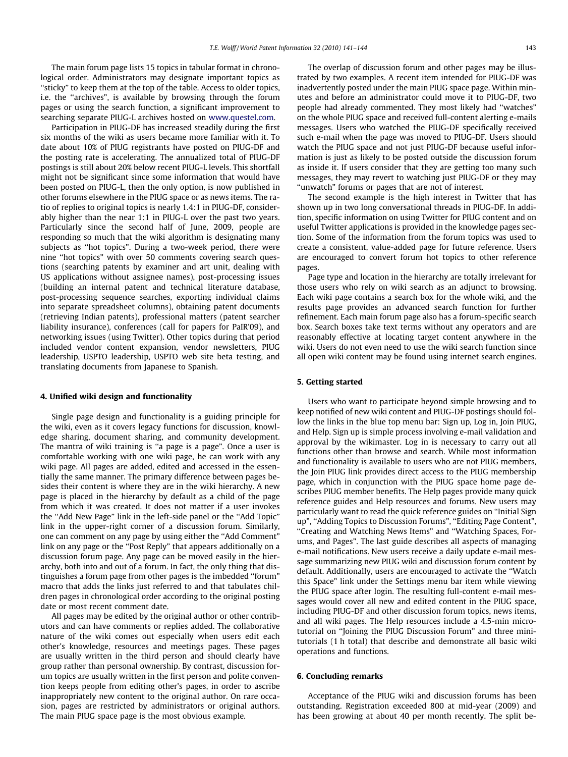The main forum page lists 15 topics in tabular format in chronological order. Administrators may designate important topics as "sticky" to keep them at the top of the table. Access to older topics, i.e. the "archives", is available by browsing through the forum pages or using the search function, a significant improvement to searching separate PIUG-L archives hosted on www.questel.com.

Participation in PIUG-DF has increased steadily during the first six months of the wiki as users became more familiar with it. To date about 10% of PIUG registrants have posted on PIUG-DF and the posting rate is accelerating. The annualized total of PIUG-DF postings is still about 20% below recent PIUG-L levels. This shortfall might not be significant since some information that would have been posted on PIUG-L, then the only option, is now published in other forums elsewhere in the PIUG space or as news items. The ratio of replies to original topics is nearly 1.4:1 in PIUG-DF, considerably higher than the near 1:1 in PIUG-L over the past two years. Particularly since the second half of June, 2009, people are responding so much that the wiki algorithm is designating many subjects as "hot topics". During a two-week period, there were nine "hot topics" with over 50 comments covering search questions (searching patents by examiner and art unit, dealing with US applications without assignee names), post-processing issues (building an internal patent and technical literature database, post-processing sequence searches, exporting individual claims into separate spreadsheet columns), obtaining patent documents (retrieving Indian patents), professional matters (patent searcher liability insurance), conferences (call for papers for PaIR'09), and networking issues (using Twitter). Other topics during that period included vendor content expansion, vendor newsletters, PIUG leadership, USPTO leadership, USPTO web site beta testing, and translating documents from Japanese to Spanish.

## 4. Unified wiki design and functionality

Single page design and functionality is a guiding principle for the wiki, even as it covers legacy functions for discussion, knowledge sharing, document sharing, and community development. The mantra of wiki training is "a page is a page". Once a user is comfortable working with one wiki page, he can work with any wiki page. All pages are added, edited and accessed in the essentially the same manner. The primary difference between pages besides their content is where they are in the wiki hierarchy. A new page is placed in the hierarchy by default as a child of the page from which it was created. It does not matter if a user invokes the "Add New Page" link in the left-side panel or the "Add Topic" link in the upper-right corner of a discussion forum. Similarly, one can comment on any page by using either the "Add Comment" link on any page or the "Post Reply" that appears additionally on a discussion forum page. Any page can be moved easily in the hierarchy, both into and out of a forum. In fact, the only thing that distinguishes a forum page from other pages is the imbedded "forum" macro that adds the links just referred to and that tabulates children pages in chronological order according to the original posting date or most recent comment date.

All pages may be edited by the original author or other contributors and can have comments or replies added. The collaborative nature of the wiki comes out especially when users edit each other's knowledge, resources and meetings pages. These pages are usually written in the third person and should clearly have group rather than personal ownership. By contrast, discussion forum topics are usually written in the first person and polite convention keeps people from editing other's pages, in order to ascribe inappropriately new content to the original author. On rare occasion, pages are restricted by administrators or original authors. The main PIUG space page is the most obvious example.

The overlap of discussion forum and other pages may be illustrated by two examples. A recent item intended for PIUG-DF was inadvertently posted under the main PIUG space page. Within minutes and before an administrator could move it to PIUG-DF, two people had already commented. They most likely had "watches" on the whole PIUG space and received full-content alerting e-mails messages. Users who watched the PIUG-DF specifically received such e-mail when the page was moved to PIUG-DF. Users should watch the PIUG space and not just PIUG-DF because useful information is just as likely to be posted outside the discussion forum as inside it. If users consider that they are getting too many such messages, they may revert to watching just PIUG-DF or they may "unwatch" forums or pages that are not of interest.

The second example is the high interest in Twitter that has shown up in two long conversational threads in PIUG-DF. In addition, specific information on using Twitter for PIUG content and on useful Twitter applications is provided in the knowledge pages section. Some of the information from the forum topics was used to create a consistent, value-added page for future reference. Users are encouraged to convert forum hot topics to other reference pages.

Page type and location in the hierarchy are totally irrelevant for those users who rely on wiki search as an adjunct to browsing. Each wiki page contains a search box for the whole wiki, and the results page provides an advanced search function for further refinement. Each main forum page also has a forum-specific search box. Search boxes take text terms without any operators and are reasonably effective at locating target content anywhere in the wiki. Users do not even need to use the wiki search function since all open wiki content may be found using internet search engines.

## 5. Getting started

Users who want to participate beyond simple browsing and to keep notified of new wiki content and PIUG-DF postings should follow the links in the blue top menu bar: Sign up, Log in, Join PIUG, and Help. Sign up is simple process involving e-mail validation and approval by the wikimaster. Log in is necessary to carry out all functions other than browse and search. While most information and functionality is available to users who are not PIUG members, the Join PIUG link provides direct access to the PIUG membership page, which in conjunction with the PIUG space home page describes PIUG member benefits. The Help pages provide many quick reference guides and Help resources and forums. New users may particularly want to read the quick reference guides on "Initial Sign up", "Adding Topics to Discussion Forums", "Editing Page Content", "Creating and Watching News Items" and "Watching Spaces, Forums, and Pages". The last guide describes all aspects of managing e-mail notifications. New users receive a daily update e-mail message summarizing new PIUG wiki and discussion forum content by default. Additionally, users are encouraged to activate the "Watch this Space" link under the Settings menu bar item while viewing the PIUG space after login. The resulting full-content e-mail messages would cover all new and edited content in the PIUG space, including PIUG-DF and other discussion forum topics, news items, and all wiki pages. The Help resources include a 4.5-min microtutorial on "Joining the PIUG Discussion Forum" and three minitutorials (1 h total) that describe and demonstrate all basic wiki operations and functions.

## 6. Concluding remarks

Acceptance of the PIUG wiki and discussion forums has been outstanding. Registration exceeded 800 at mid-year (2009) and has been growing at about 40 per month recently. The split be-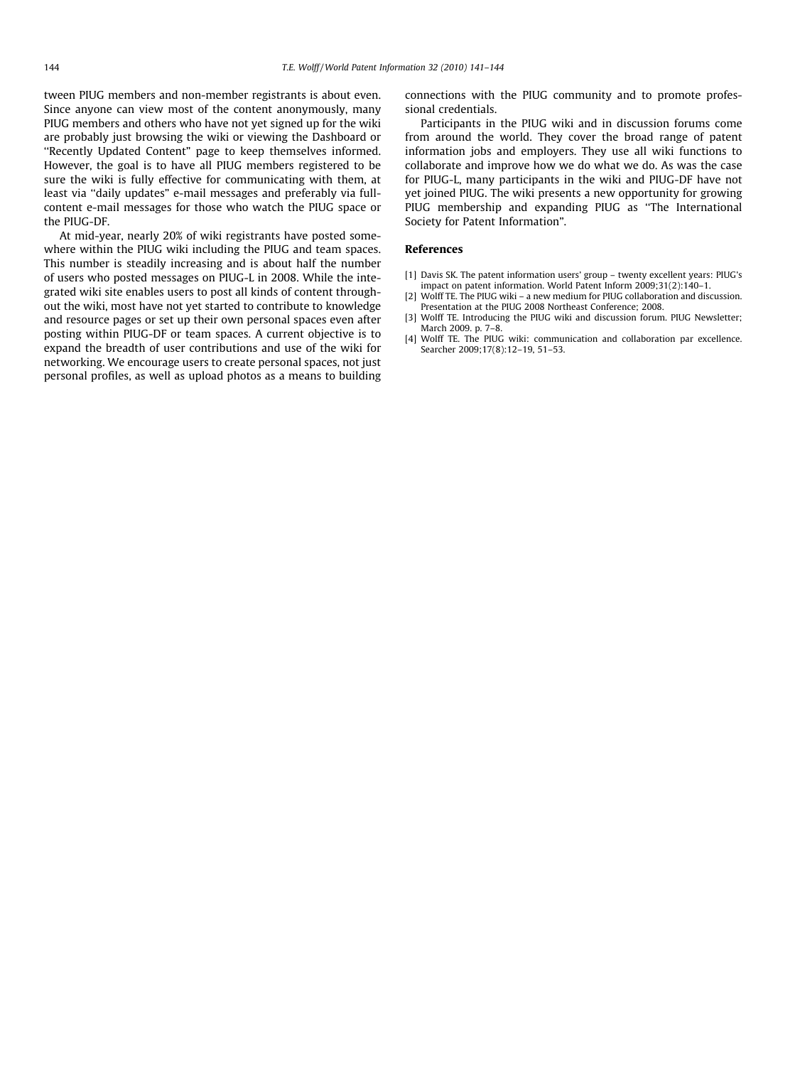tween PIUG members and non-member registrants is about even. Since anyone can view most of the content anonymously, many PIUG members and others who have not yet signed up for the wiki are probably just browsing the wiki or viewing the Dashboard or "Recently Updated Content" page to keep themselves informed. However, the goal is to have all PIUG members registered to be sure the wiki is fully effective for communicating with them, at least via "daily updates" e-mail messages and preferably via full-content e-mail messages for those who watch the PIUG space or the PIUG-DF.

At mid-year, nearly 20% of wiki registrants have posted somewhere within the PIUG wiki including the PIUG and team spaces. This number is steadily increasing and is about half the number of users who posted messages on PIUG-L in 2008. While the integrated wiki site enables users to post all kinds of content throughout the wiki, most have not yet started to contribute to knowledge and resource pages or set up their own personal spaces even after posting within PIUG-DF or team spaces. A current objective is to expand the breadth of user contributions and use of the wiki for networking. We encourage users to create personal spaces, not just personal profiles, as well as upload photos as a means to building connections with the PIUG community and to promote professional credentials.

Participants in the PIUG wiki and in discussion forums come from around the world. They cover the broad range of patent information jobs and employers. They use all wiki functions to collaborate and improve how we do what we do. As was the case for PIUG-L, many participants in the wiki and PIUG-DF have not yet joined PIUG. The wiki presents a new opportunity for growing PIUG membership and expanding PIUG as "The International Society for Patent Information".

## References

[1] Davis SK. The patent information users' group – twenty excellent years: PIUG's impact on patent information. World Patent Inform 2009;31(2):140–1.

[2] Wolff TE. The PIUG wiki – a new medium for PIUG collaboration and discussion. Presentation at the PIUG 2008 Northeast Conference; 2008.

[3] Wolff TE. Introducing the PIUG wiki and discussion forum. PIUG Newsletter; March 2009. p. 7–8.

[4] Wolff TE. The PIUG wiki: communication and collaboration par excellence. Searcher 2009;17(8):12–19, 51–53.